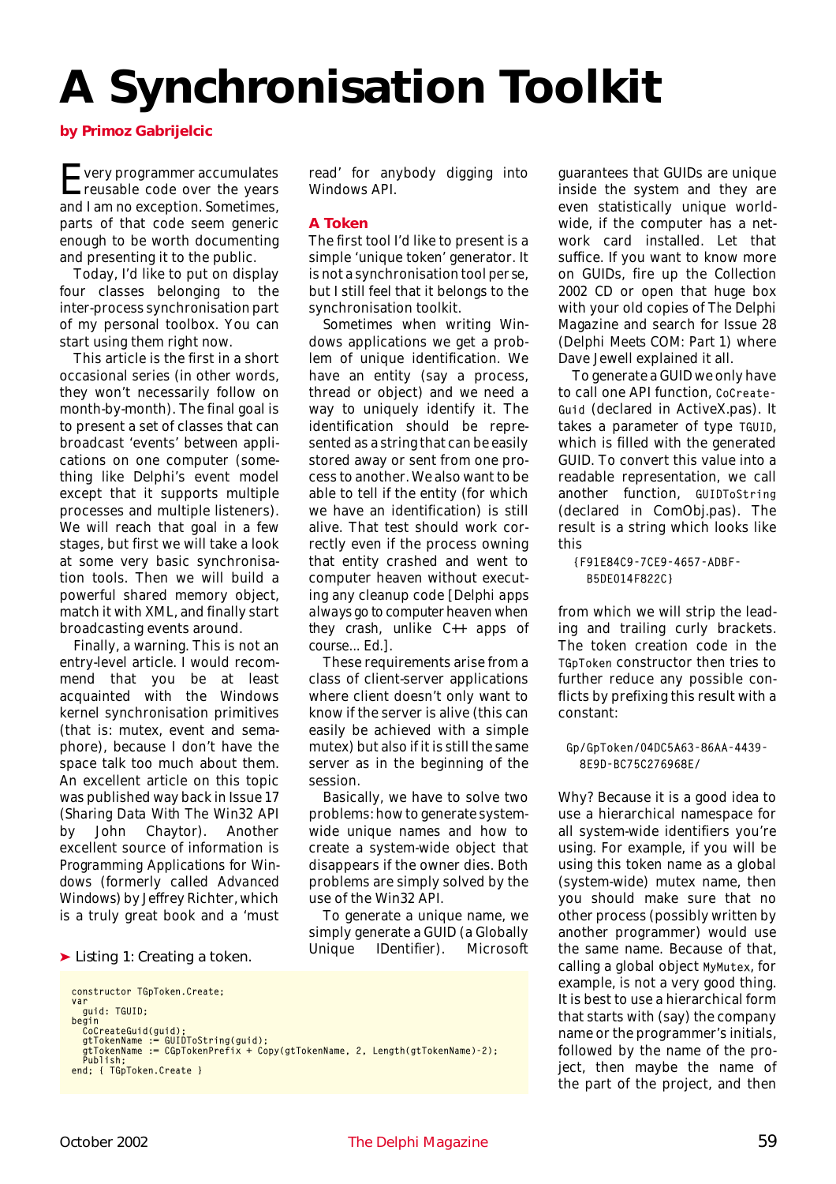# A Synchronisation Toolkit

**by Primoz Gabrijelcic**

Every programmer accumulates reusable code over the years and I am no exception. Sometimes, parts of that code seem generic enough to be worth documenting and presenting it to the public.

Today, I'd like to put on display four classes belonging to the inter-process synchronisation part of my personal toolbox. You can start using them right now.

This article is the first in a short occasional series (in other words, they won't necessarily follow on month-by-month). The final goal is to present a set of classes that can broadcast 'events' between applications on one computer (something like Delphi's event model except that it supports multiple processes and multiple listeners). We will reach that goal in a few stages, but first we will take a look at some very basic synchronisation tools. Then we will build a powerful shared memory object, match it with XML, and finally start broadcasting events around.

Finally, a warning. This is not an entry-level article. I would recommend that you be at least acquainted with the Windows kernel synchronisation primitives (that is: mutex, event and semaphore), because I don't have the space talk too much about them. An excellent article on this topic was published way back in Issue 17 (Sharing Data With The Win32 API by John Chaytor). Another excellent source of information is Programming Applications for Windows (formerly called Advanced Windows) by Jeffrey Richter, which is a truly great book and a 'must read' for anybody digging into Windows API.

## A Token

The first tool I'd like to present is a simple 'unique token' generator. It is not a synchronisation tool per se, but I still feel that it belongs to the synchronisation toolkit.

Sometimes when writing Windows applications we get a problem of unique identification. We have an entity (say a process, thread or object) and we need a way to uniquely identify it. The identification should be represented as a string that can be easily stored away or sent from one process to another. We also want to be able to tell if the entity (for which we have an identification) is still alive. That test should work correctly even if the process owning that entity crashed and went to computer heaven without executing any cleanup code [*Delphi apps always go to computer heaven when they crash, unlike C++ apps of course... Ed.*].

These requirements arise from a class of client-server applications where client doesn't only want to know if the server is alive (this can easily be achieved with a simple mutex) but also if it is still the same server as in the beginning of the session.

Basically, we have to solve two problems: how to generate system-wide unique names and how to create a system-wide object that disappears if the owner dies. Both problems are simply solved by the use of the Win32 API.

To generate a unique name, we simply generate a GUID (a Globally Unique IDentifier). Microsoft guarantees that GUIDs are unique inside the system and they are even statistically unique worldwide, if the computer has a network card installed. Let that suffice. If you want to know more on GUIDs, fire up the Collection 2002 CD or open that huge box with your old copies of The Delphi Magazine and search for Issue 28 (Delphi Meets COM: Part 1) where Dave Jewell explained it all.

To generate a GUID we only have to call one API function, `CoCreateGuid` (declared in ActiveX.pas). It takes a parameter of type `TGUID`, which is filled with the generated GUID. To convert this value into a readable representation, we call another function, `GUIDToString` (declared in ComObj.pas). The result is a string which looks like this

```
{F91E84C9-7CE9-4657-ADBF-
  B5DE014F822C}
```

from which we will strip the leading and trailing curly brackets. The token creation code in the `TGpToken` constructor then tries to further reduce any possible conflicts by prefixing this result with a constant:

```
Gp/GpToken/04DC5A63-86AA-4439-
  8E9D-BC75C276968E/
```

Why? Because it is a good idea to use a hierarchical namespace for all system-wide identifiers you're using. For example, if you will be using this token name as a global (system-wide) mutex name, then you should make sure that no other process (possibly written by another programmer) would use the same name. Because of that, calling a global object `MyMutex`, for example, is not a very good thing. It is best to use a hierarchical form that starts with (say) the company name or the programmer's initials, followed by the name of the project, then maybe the name of the part of the project, and then

➤ Listing 1: Creating a token.

```
constructor TGpToken.Create;
var
  guid: TGUID;
begin
  CoCreateGuid(guid);
  gtTokenName := GUIDToString(guid);
  gtTokenName := CGpTokenPrefix + Copy(gtTokenName, 2, Length(gtTokenName)-2);
  Publish;
end; { TGpToken.Create }
```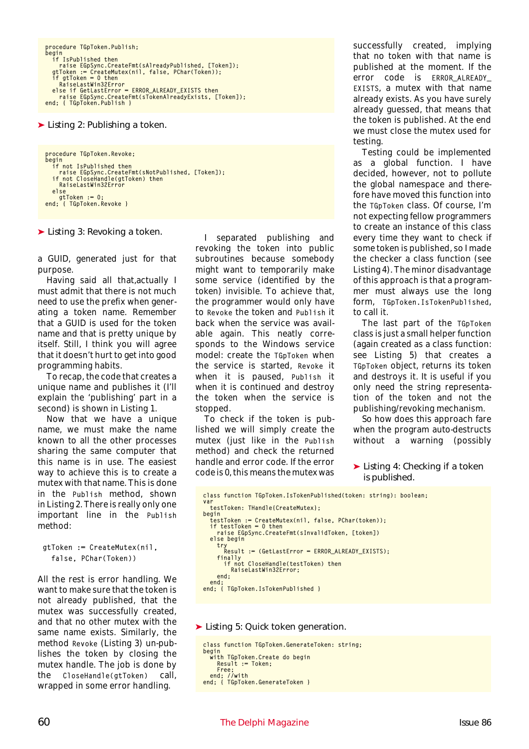```
procedure TGpToken.Publish;
begin
  if IsPublished then
    raise EGpSync.CreateFmt(sAlreadyPublished, [Token]);
  gtToken := CreateMutex(nil, false, PChar(Token));
  if gtToken = 0 then
    RaiseLastWin32Error
  else if GetLastError = ERROR_ALREADY_EXISTS then
    raise EGpSync.CreateFmt(sTokenAlreadyExists, [Token]);
end; { TGpToken.Publish }
```

➤ Listing 2: Publishing a token.

```
procedure TGpToken.Revoke;
begin
  if not IsPublished then
    raise EGpSync.CreateFmt(sNotPublished, [Token]);
  if not CloseHandle(gtToken) then
    RaiseLastWin32Error
  else
    gtToken := 0;
end; { TGpToken.Revoke }
```

➤ Listing 3: Revoking a token.

a GUID, generated just for that purpose.

Having said all that,actually I must admit that there is not much need to use the prefix when generating a token name. Remember that a GUID is used for the token name and that is pretty unique by itself. Still, I think you will agree that it doesn't hurt to get into good programming habits.

To recap, the code that creates a unique name and publishes it (I'll explain the 'publishing' part in a second) is shown in Listing 1.

Now that we have a unique name, we must make the name known to all the other processes sharing the same computer that this name is in use. The easiest way to achieve this is to create a mutex with that name. This is done in the `Publish` method, shown in Listing 2. There is really only one important line in the `Publish` method:

```
gtToken := CreateMutex(nil,
  false, PChar(Token))
```

All the rest is error handling. We want to make sure that the token is not already published, that the mutex was successfully created, and that no other mutex with the same name exists. Similarly, the method `Revoke` (Listing 3) un-publishes the token by closing the mutex handle. The job is done by the `CloseHandle(gtToken)` call, wrapped in some error handling.

I separated publishing and revoking the token into public subroutines because somebody might want to temporarily make some service (identified by the token) invisible. To achieve that, the programmer would only have to `Revoke` the token and `Publish` it back when the service was available again. This neatly corresponds to the Windows service model: create the `TGpToken` when the service is started, `Revoke` it when it is paused, `Publish` it when it is continued and destroy the token when the service is stopped.

To check if the token is published we will simply create the mutex (just like in the `Publish` method) and check the returned handle and error code. If the error code is 0, this means the mutex was successfully created, implying that no token with that name is published at the moment. If the error code is `ERROR_ALREADY_EXISTS`, a mutex with that name already exists. As you have surely already guessed, that means that the token is published. At the end we must close the mutex used for testing.

Testing could be implemented as a global function. I have decided, however, not to pollute the global namespace and therefore have moved this function into the `TGpToken` class. Of course, I'm not expecting fellow programmers to create an instance of this class every time they want to check if some token is published, so I made the checker a class function (see Listing 4). The minor disadvantage of this approach is that a programmer must always use the long form, `TGpToken.IsTokenPublished`, to call it.

The last part of the `TGpToken` class is just a small helper function (again created as a class function: see Listing 5) that creates a `TGpToken` object, returns its token and destroys it. It is useful if you only need the string representation of the token and not the publishing/revoking mechanism.

So how does this approach fare when the program auto-destructs without a warning (possibly

➤ Listing 4: Checking if a token is published.

```
class function TGpToken.IsTokenPublished(token: string): boolean;
var
  testToken: THandle{CreateMutex};
begin
  testToken := CreateMutex(nil, false, PChar(token));
  if testToken = 0 then
    raise EGpSync.CreateFmt(sInvalidToken, [token])
  else begin
    try
      Result := (GetLastError = ERROR_ALREADY_EXISTS);
    finally
      if not CloseHandle(testToken) then
        RaiseLastWin32Error;
    end;
  end;
end; { TGpToken.IsTokenPublished }
```

➤ Listing 5: Quick token generation.

```
class function TGpToken.GenerateToken: string;
begin
  with TGpToken.Create do begin
    Result := Token;
    Free;
  end; //with
end; { TGpToken.GenerateToken }
```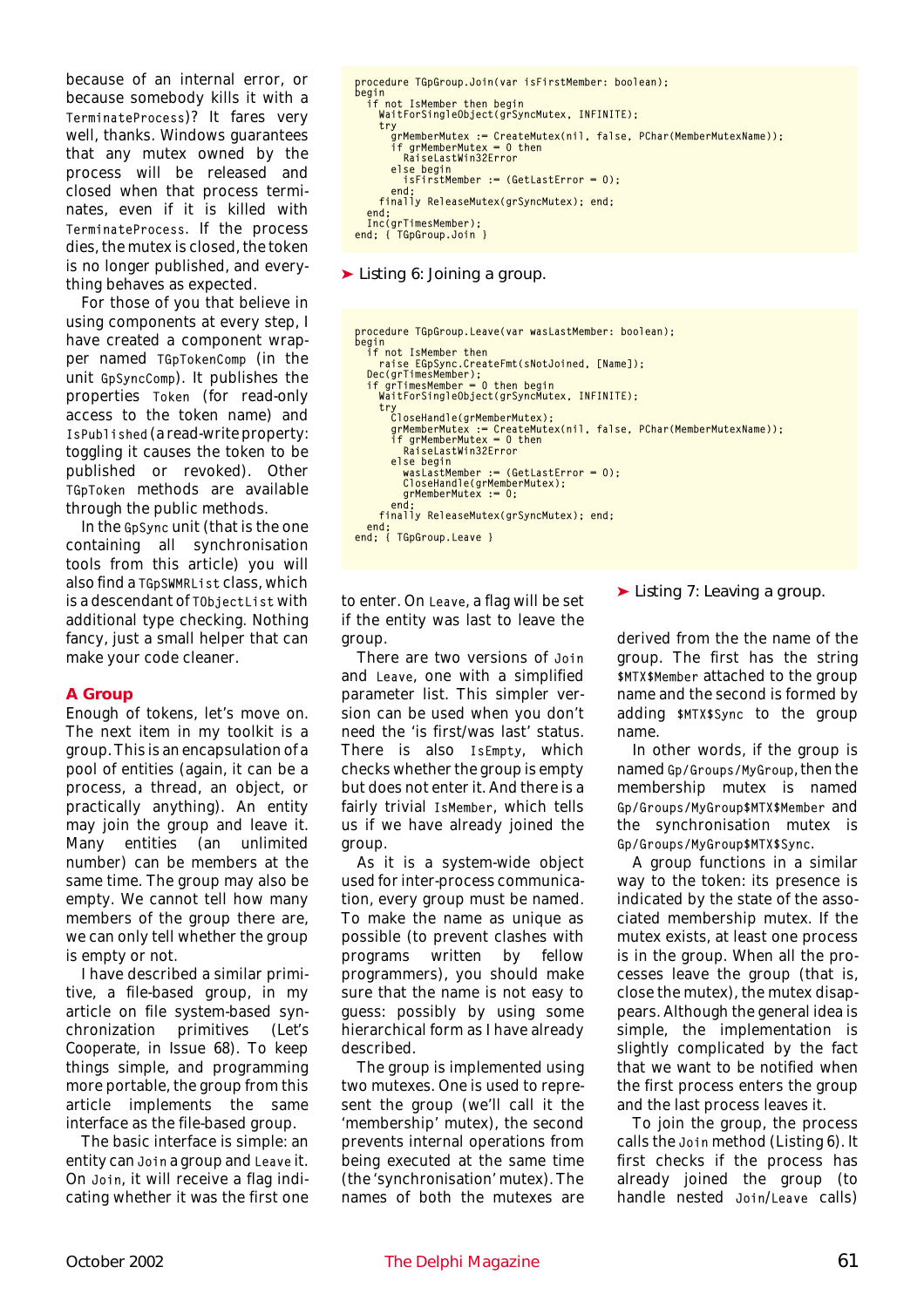because of an internal error, or because somebody kills it with a TerminateProcess)? It fares very well, thanks. Windows guarantees that any mutex owned by the process will be released and closed when that process terminates, even if it is killed with TerminateProcess. If the process dies, the mutex is closed, the token is no longer published, and everything behaves as expected.

For those of you that believe in using components at every step, I have created a component wrapper named TGpTokenComp (in the unit GpSyncComp). It publishes the properties Token (for read-only access to the token name) and IsPublished (a read-write property: toggling it causes the token to be published or revoked). Other TGpToken methods are available through the public methods.

In the GpSync unit (that is the one containing all synchronisation tools from this article) you will also find a TGpSWMRList class, which is a descendant of TObjectList with additional type checking. Nothing fancy, just a small helper that can make your code cleaner.

## A Group

Enough of tokens, let's move on. The next item in my toolkit is a group. This is an encapsulation of a pool of entities (again, it can be a process, a thread, an object, or practically anything). An entity may join the group and leave it. Many entities (an unlimited number) can be members at the same time. The group may also be empty. We cannot tell how many members of the group there are, we can only tell whether the group is empty or not.

I have described a similar primitive, a file-based group, in my article on file system-based synchronization primitives (Let's Cooperate, in Issue 68). To keep things simple, and programming more portable, the group from this article implements the same interface as the file-based group.

The basic interface is simple: an entity can Join a group and Leave it. On Join, it will receive a flag indicating whether it was the first one to enter. On Leave, a flag will be set if the entity was last to leave the group.

There are two versions of Join and Leave, one with a simplified parameter list. This simpler version can be used when you don't need the 'is first/was last' status. There is also IsEmpty, which checks whether the group is empty but does not enter it. And there is a fairly trivial IsMember, which tells us if we have already joined the group.

As it is a system-wide object used for inter-process communication, every group must be named. To make the name as unique as possible (to prevent clashes with programs written by fellow programmers), you should make sure that the name is not easy to guess: possibly by using some hierarchical form as I have already described.

The group is implemented using two mutexes. One is used to represent the group (we'll call it the 'membership' mutex), the second prevents internal operations from being executed at the same time (the 'synchronisation' mutex). The names of both the mutexes are derived from the the name of the group. The first has the string $MTX$Member attached to the group name and the second is formed by adding $MTX$Sync to the group name.

In other words, if the group is named Gp/Groups/MyGroup, then the membership mutex is named Gp/Groups/MyGroup$MTX$Member and the synchronisation mutex is Gp/Groups/MyGroup$MTX$Sync.

A group functions in a similar way to the token: its presence is indicated by the state of the associated membership mutex. If the mutex exists, at least one process is in the group. When all the processes leave the group (that is, close the mutex), the mutex disappears. Although the general idea is simple, the implementation is slightly complicated by the fact that we want to be notified when the first process enters the group and the last process leaves it.

To join the group, the process calls the Join method (Listing 6). It first checks if the process has already joined the group (to handle nested Join/Leave calls)

```
procedure TGpGroup.Join(var isFirstMember: boolean);
begin
  if not IsMember then begin
    WaitForSingleObject(grSyncMutex, INFINITE);
    try
      grMemberMutex := CreateMutex(nil, false, PChar(MemberMutexName));
      if grMemberMutex = 0 then
        RaiseLastWin32Error
      else begin
        isFirstMember := (GetLastError = 0);
      end;
    finally ReleaseMutex(grSyncMutex); end;
  end;
  Inc(grTimesMember);
end; { TGpGroup.Join }
```

➤ Listing 6: Joining a group.

```
procedure TGpGroup.Leave(var wasLastMember: boolean);
begin
  if not IsMember then
    raise EGpSync.CreateFmt(sNotJoined, [Name]);
  Dec(grTimesMember);
  if grTimesMember = 0 then begin
    WaitForSingleObject(grSyncMutex, INFINITE);
    try
      CloseHandle(grMemberMutex);
      grMemberMutex := CreateMutex(nil, false, PChar(MemberMutexName));
      if grMemberMutex = 0 then
        RaiseLastWin32Error
      else begin
        wasLastMember := (GetLastError = 0);
        CloseHandle(grMemberMutex);
        grMemberMutex := 0;
      end;
    finally ReleaseMutex(grSyncMutex); end;
  end;
end; { TGpGroup.Leave }
```

➤ Listing 7: Leaving a group.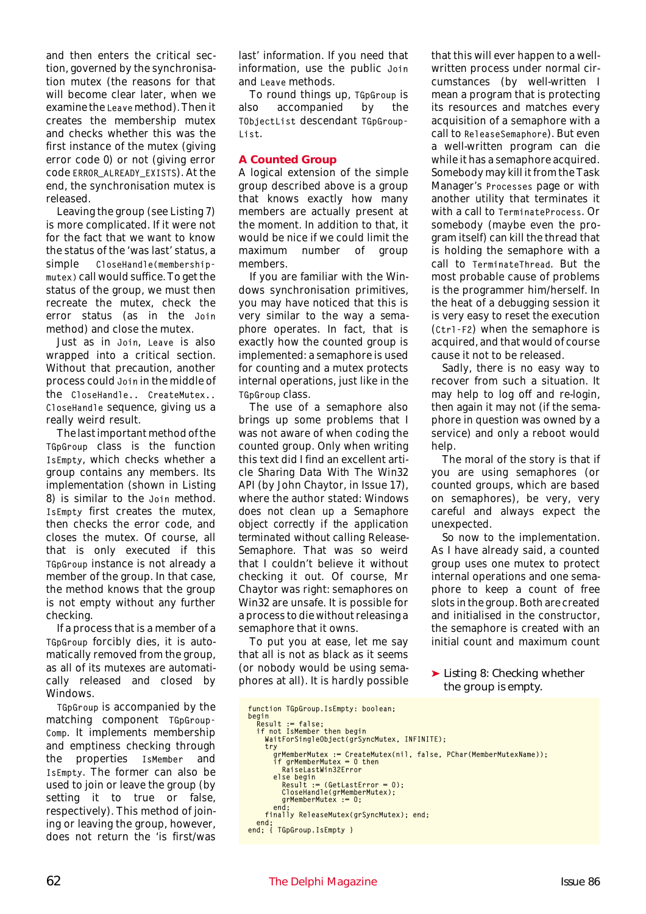and then enters the critical section, governed by the synchronisation mutex (the reasons for that will become clear later, when we examine the `Leave` method). Then it creates the membership mutex and checks whether this was the first instance of the mutex (giving error code 0) or not (giving error code `ERROR_ALREADY_EXISTS`). At the end, the synchronisation mutex is released.

Leaving the group (see Listing 7) is more complicated. If it were not for the fact that we want to know the status of the 'was last' status, a simple `CloseHandle(membershipmutex)` call would suffice. To get the status of the group, we must then recreate the mutex, check the error status (as in the `Join` method) and close the mutex.

Just as in `Join`, `Leave` is also wrapped into a critical section. Without that precaution, another process could `Join` in the middle of the `CloseHandle.. CreateMutex.. CloseHandle` sequence, giving us a really weird result.

The last important method of the `TGpGroup` class is the function `IsEmpty`, which checks whether a group contains any members. Its implementation (shown in Listing 8) is similar to the `Join` method. `IsEmpty` first creates the mutex, then checks the error code, and closes the mutex. Of course, all that is only executed if this `TGpGroup` instance is not already a member of the group. In that case, the method knows that the group is not empty without any further checking.

If a process that is a member of a `TGpGroup` forcibly dies, it is automatically removed from the group, as all of its mutexes are automatically released and closed by Windows.

`TGpGroup` is accompanied by the matching component `TGpGroupComp`. It implements membership and emptiness checking through the properties `IsMember` and `IsEmpty`. The former can also be used to join or leave the group (by setting it to true or false, respectively). This method of joining or leaving the group, however, does not return the 'is first/was last' information. If you need that information, use the public `Join` and `Leave` methods.

To round things up, `TGpGroup` is also accompanied by the `TObjectList` descendant `TGpGroupList`.

## A Counted Group

A logical extension of the simple group described above is a group that knows exactly how many members are actually present at the moment. In addition to that, it would be nice if we could limit the maximum number of group members.

If you are familiar with the Windows synchronisation primitives, you may have noticed that this is very similar to the way a semaphore operates. In fact, that is exactly how the counted group is implemented: a semaphore is used for counting and a mutex protects internal operations, just like in the `TGpGroup` class.

The use of a semaphore also brings up some problems that I was not aware of when coding the counted group. Only when writing this text did I find an excellent article Sharing Data With The Win32 API (by John Chaytor, in Issue 17), where the author stated: *Windows does not clean up a Semaphore object correctly if the application terminated without calling ReleaseSemaphore.* That was so weird that I couldn't believe it without checking it out. Of course, Mr Chaytor was right: semaphores on Win32 are unsafe. It is possible for a process to die without releasing a semaphore that it owns.

To put you at ease, let me say that all is not as black as it seems (or nobody would be using semaphores at all). It is hardly possible that this will ever happen to a well-written process under normal circumstances (by well-written I mean a program that is protecting its resources and matches every acquisition of a semaphore with a call to `ReleaseSemaphore`). But even a well-written program can die while it has a semaphore acquired. Somebody may kill it from the Task Manager's `Processes` page or with another utility that terminates it with a call to `TerminateProcess`. Or somebody (maybe even the program itself) can kill the thread that is holding the semaphore with a call to `TerminateThread`. But the most probable cause of problems is the programmer him/herself. In the heat of a debugging session it is very easy to reset the execution (`Ctrl-F2`) when the semaphore is acquired, and that would of course cause it not to be released.

Sadly, there is no easy way to recover from such a situation. It may help to log off and re-login, then again it may not (if the semaphore in question was owned by a service) and only a reboot would help.

The moral of the story is that if you are using semaphores (or counted groups, which are based on semaphores), be very, very careful and always expect the unexpected.

So now to the implementation. As I have already said, a counted group uses one mutex to protect internal operations and one semaphore to keep a count of free slots in the group. Both are created and initialised in the constructor, the semaphore is created with an initial count and maximum count

➤ Listing 8: Checking whether the group is empty.

```
function TGpGroup.IsEmpty: boolean;
begin
  Result := false;
  if not IsMember then begin
    WaitForSingleObject(grSyncMutex, INFINITE);
    try
      grMemberMutex := CreateMutex(nil, false, PChar(MemberMutexName));
      if grMemberMutex = 0 then
        RaiseLastWin32Error
      else begin
        Result := (GetLastError = 0);
        CloseHandle(grMemberMutex);
        grMemberMutex := 0;
      end;
    finally ReleaseMutex(grSyncMutex); end;
  end;
end; { TGpGroup.IsEmpty }
```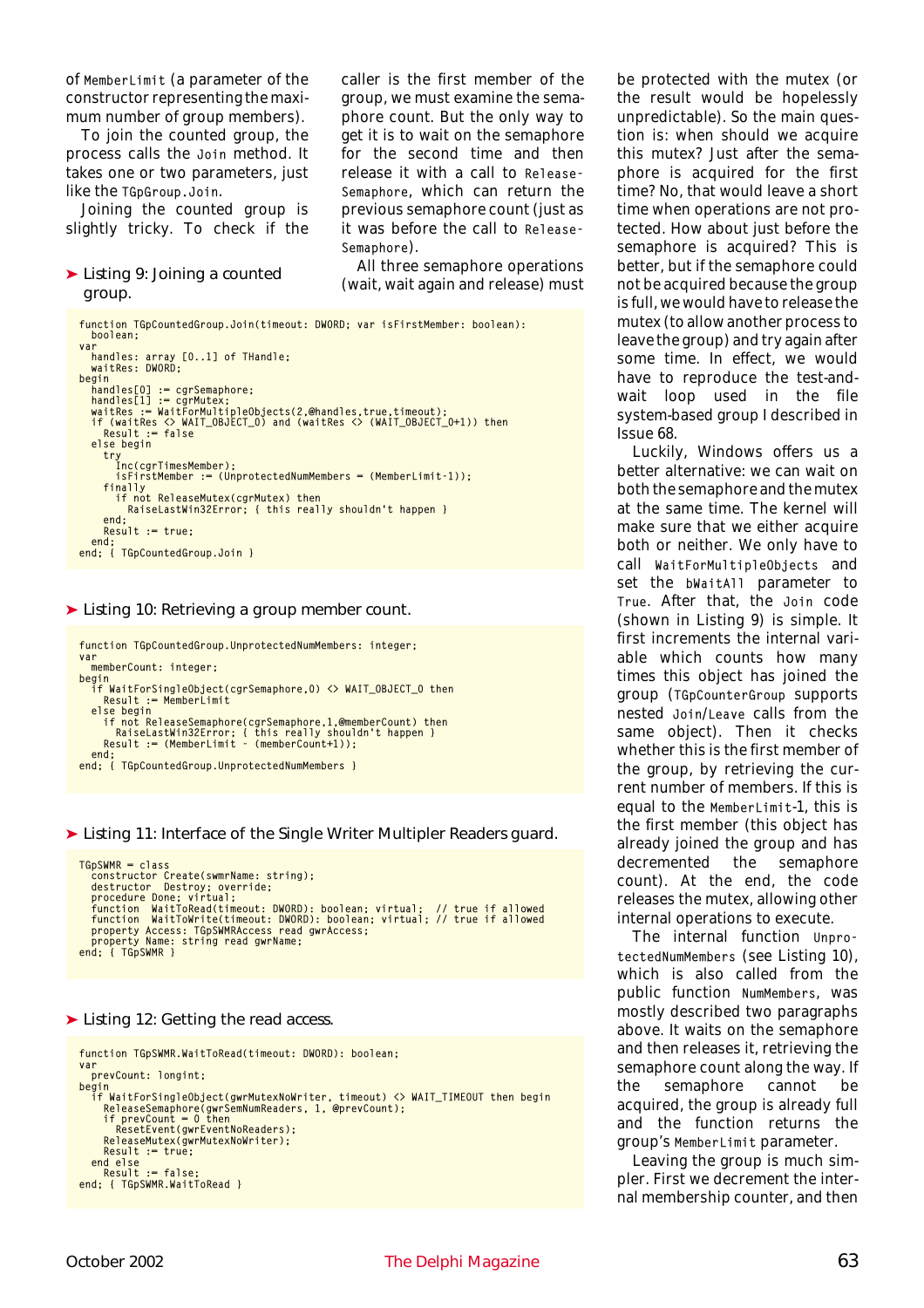of `MemberLimit` (a parameter of the constructor representing the maximum number of group members).

To join the counted group, the process calls the `Join` method. It takes one or two parameters, just like the `TGpGroup.Join`.

Joining the counted group is slightly tricky. To check if the caller is the first member of the group, we must examine the semaphore count. But the only way to get it is to wait on the semaphore for the second time and then release it with a call to `ReleaseSemaphore`, which can return the previous semaphore count (just as it was before the call to `ReleaseSemaphore`).

All three semaphore operations (wait, wait again and release) must be protected with the mutex (or the result would be hopelessly unpredictable). So the main question is: when should we acquire this mutex? Just after the semaphore is acquired for the first time? No, that would leave a short time when operations are not protected. How about just before the semaphore is acquired? This is better, but if the semaphore could not be acquired because the group is full, we would have to release the mutex (to allow another process to leave the group) and try again after some time. In effect, we would have to reproduce the test-and-wait loop used in the file system-based group I described in Issue 68.

Luckily, Windows offers us a better alternative: we can wait on both the semaphore and the mutex at the same time. The kernel will make sure that we either acquire both or neither. We only have to call `WaitForMultipleObjects` and set the `bWaitAll` parameter to `True`. After that, the `Join` code (shown in Listing 9) is simple. It first increments the internal variable which counts how many times this object has joined the group (`TGpCounterGroup` supports nested `Join`/`Leave` calls from the same object). Then it checks whether this is the first member of the group, by retrieving the current number of members. If this is equal to the `MemberLimit`-1, this is the first member (this object has already joined the group and has decremented the semaphore count). At the end, the code releases the mutex, allowing other internal operations to execute.

The internal function `UnprotectedNumMembers` (see Listing 10), which is also called from the public function `NumMembers`, was mostly described two paragraphs above. It waits on the semaphore and then releases it, retrieving the semaphore count along the way. If the semaphore cannot be acquired, the group is already full and the function returns the group's `MemberLimit` parameter.

Leaving the group is much simpler. First we decrement the internal membership counter, and then

➤ Listing 9: Joining a counted group.

```
function TGpCountedGroup.Join(timeout: DWORD; var isFirstMember: boolean):
  boolean;
var
  handles: array [0..1] of THandle;
  waitRes: DWORD;
begin
  handles[0] := cgrSemaphore;
  handles[1] := cgrMutex;
  waitRes := WaitForMultipleObjects(2,@handles,true,timeout);
  if (waitRes <> WAIT_OBJECT_0) and (waitRes <> (WAIT_OBJECT_0+1)) then
    Result := false
  else begin
    try
      Inc(cgrTimesMember);
      isFirstMember := (UnprotectedNumMembers = (MemberLimit-1));
    finally
      if not ReleaseMutex(cgrMutex) then
        RaiseLastWin32Error; { this really shouldn't happen }
    end;
    Result := true;
  end;
end; { TGpCountedGroup.Join }
```

➤ Listing 10: Retrieving a group member count.

```
function TGpCountedGroup.UnprotectedNumMembers: integer;
var
  memberCount: integer;
begin
  if WaitForSingleObject(cgrSemaphore,0) <> WAIT_OBJECT_0 then
    Result := MemberLimit
  else begin
    if not ReleaseSemaphore(cgrSemaphore,1,@memberCount) then
      RaiseLastWin32Error; { this really shouldn't happen }
    Result := (MemberLimit - (memberCount+1));
  end;
end; { TGpCountedGroup.UnprotectedNumMembers }
```

➤ Listing 11: Interface of the Single Writer Multipler Readers guard.

```
TGpSWMR = class
  constructor Create(swmrName: string);
  destructor  Destroy; override;
  procedure Done; virtual;
  function  WaitToRead(timeout: DWORD): boolean; virtual;  // true if allowed
  function  WaitToWrite(timeout: DWORD): boolean; virtual; // true if allowed
  property Access: TGpSWMRAccess read gwrAccess;
  property Name: string read gwrName;
end; { TGpSWMR }
```

➤ Listing 12: Getting the read access.

```
function TGpSWMR.WaitToRead(timeout: DWORD): boolean;
var
  prevCount: longint;
begin
  if WaitForSingleObject(gwrMutexNoWriter, timeout) <> WAIT_TIMEOUT then begin
    ReleaseSemaphore(gwrSemNumReaders, 1, @prevCount);
    if prevCount = 0 then
      ResetEvent(gwrEventNoReaders);
    ReleaseMutex(gwrMutexNoWriter);
    Result := true;
  end else
    Result := false;
end; { TGpSWMR.WaitToRead }
```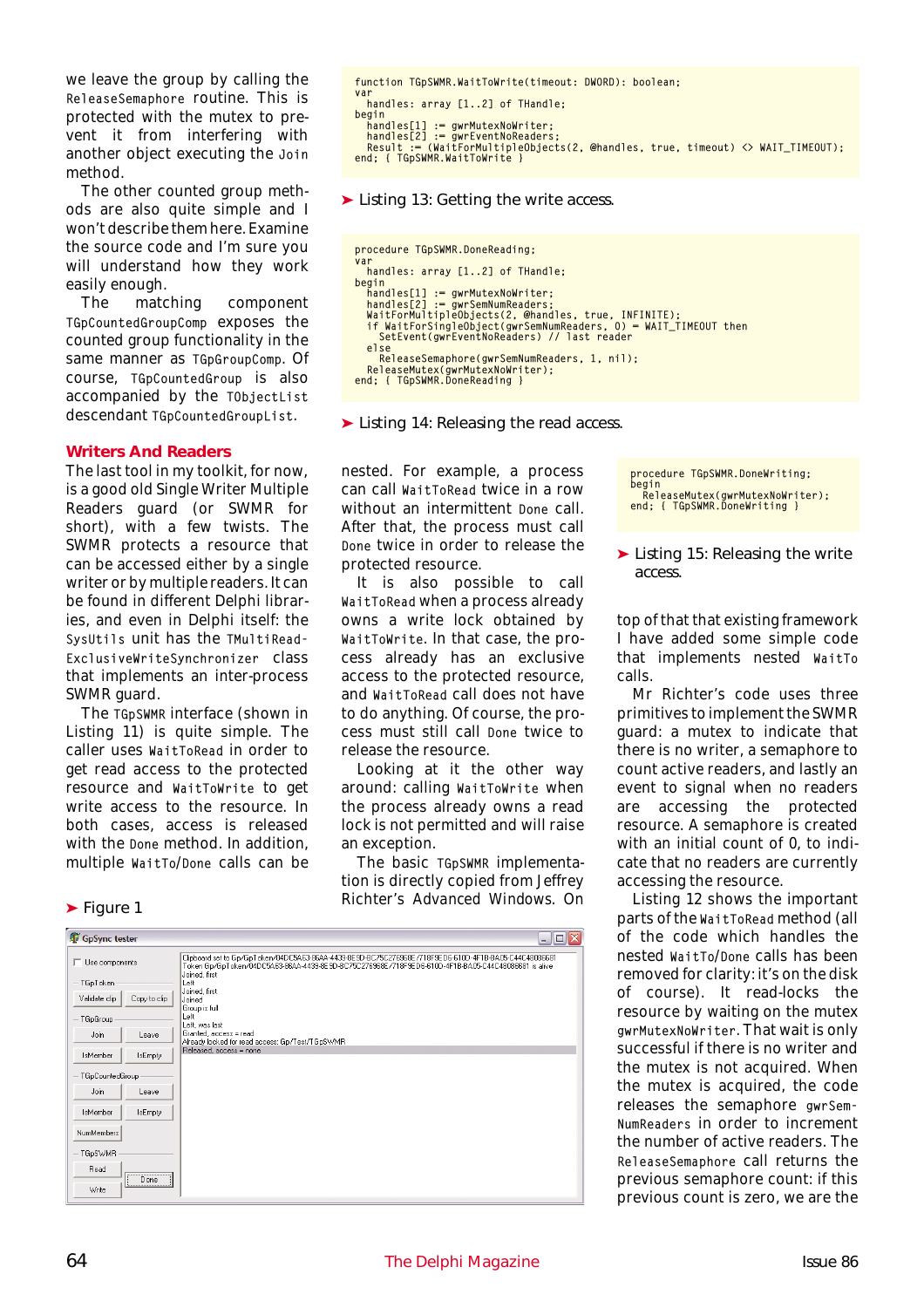we leave the group by calling the ReleaseSemaphore routine. This is protected with the mutex to prevent it from interfering with another object executing the Join method.

The other counted group methods are also quite simple and I won't describe them here. Examine the source code and I'm sure you will understand how they work easily enough.

The matching component TGpCountedGroupComp exposes the counted group functionality in the same manner as TGpGroupComp. Of course, TGpCountedGroup is also accompanied by the TObjectList descendant TGpCountedGroupList.

```
function TGpSWMR.WaitToWrite(timeout: DWORD): boolean;
var
  handles: array [1..2] of THandle;
begin
  handles[1] := gwrMutexNoWriter;
  handles[2] := gwrEventNoReaders;
  Result := (WaitForMultipleObjects(2, @handles, true, timeout) <> WAIT_TIMEOUT);
end; { TGpSWMR.WaitToWrite }
```

➤ Listing 13: Getting the write access.

```
procedure TGpSWMR.DoneReading;
var
  handles: array [1..2] of THandle;
begin
  handles[1] := gwrMutexNoWriter;
  handles[2] := gwrSemNumReaders;
  WaitForMultipleObjects(2, @handles, true, INFINITE);
  if WaitForSingleObject(gwrSemNumReaders, 0) = WAIT_TIMEOUT then
    SetEvent(gwrEventNoReaders) // last reader
  else
    ReleaseSemaphore(gwrSemNumReaders, 1, nil);
  ReleaseMutex(gwrMutexNoWriter);
end; { TGpSWMR.DoneReading }
```

➤ Listing 14: Releasing the read access.

## Writers And Readers

The last tool in my toolkit, for now, is a good old Single Writer Multiple Readers guard (or SWMR for short), with a few twists. The SWMR protects a resource that can be accessed either by a single writer or by multiple readers. It can be found in different Delphi libraries, and even in Delphi itself: the SysUtils unit has the TMultiReadExclusiveWriteSynchronizer class that implements an inter-process SWMR guard.

The TGpSWMR interface (shown in Listing 11) is quite simple. The caller uses WaitToRead in order to get read access to the protected resource and WaitToWrite to get write access to the resource. In both cases, access is released with the Done method. In addition, multiple WaitTo/Done calls can be nested. For example, a process can call WaitToRead twice in a row without an intermittent Done call. After that, the process must call Done twice in order to release the protected resource.

It is also possible to call WaitToRead when a process already owns a write lock obtained by WaitToWrite. In that case, the process already has an exclusive access to the protected resource, and WaitToRead call does not have to do anything. Of course, the process must still call Done twice to release the resource.

Looking at it the other way around: calling WaitToWrite when the process already owns a read lock is not permitted and will raise an exception.

The basic TGpSWMR implementation is directly copied from Jeffrey Richter's Advanced Windows. On top of that that existing framework I have added some simple code that implements nested WaitTo calls.

```
procedure TGpSWMR.DoneWriting;
begin
  ReleaseMutex(gwrMutexNoWriter);
end; { TGpSWMR.DoneWriting }
```

➤ Listing 15: Releasing the write access.

Mr Richter's code uses three primitives to implement the SWMR guard: a mutex to indicate that there is no writer, a semaphore to count active readers, and lastly an event to signal when no readers are accessing the protected resource. A semaphore is created with an initial count of 0, to indicate that no readers are currently accessing the resource.

Listing 12 shows the important parts of the WaitToRead method (all of the code which handles the nested WaitTo/Done calls has been removed for clarity: it's on the disk of course). It read-locks the resource by waiting on the mutex gwrMutexNoWriter. That wait is only successful if there is no writer and the mutex is not acquired. When the mutex is acquired, the code releases the semaphore gwrSemNumReaders in order to increment the number of active readers. The ReleaseSemaphore call returns the previous semaphore count: if this previous count is zero, we are the

➤ Figure 1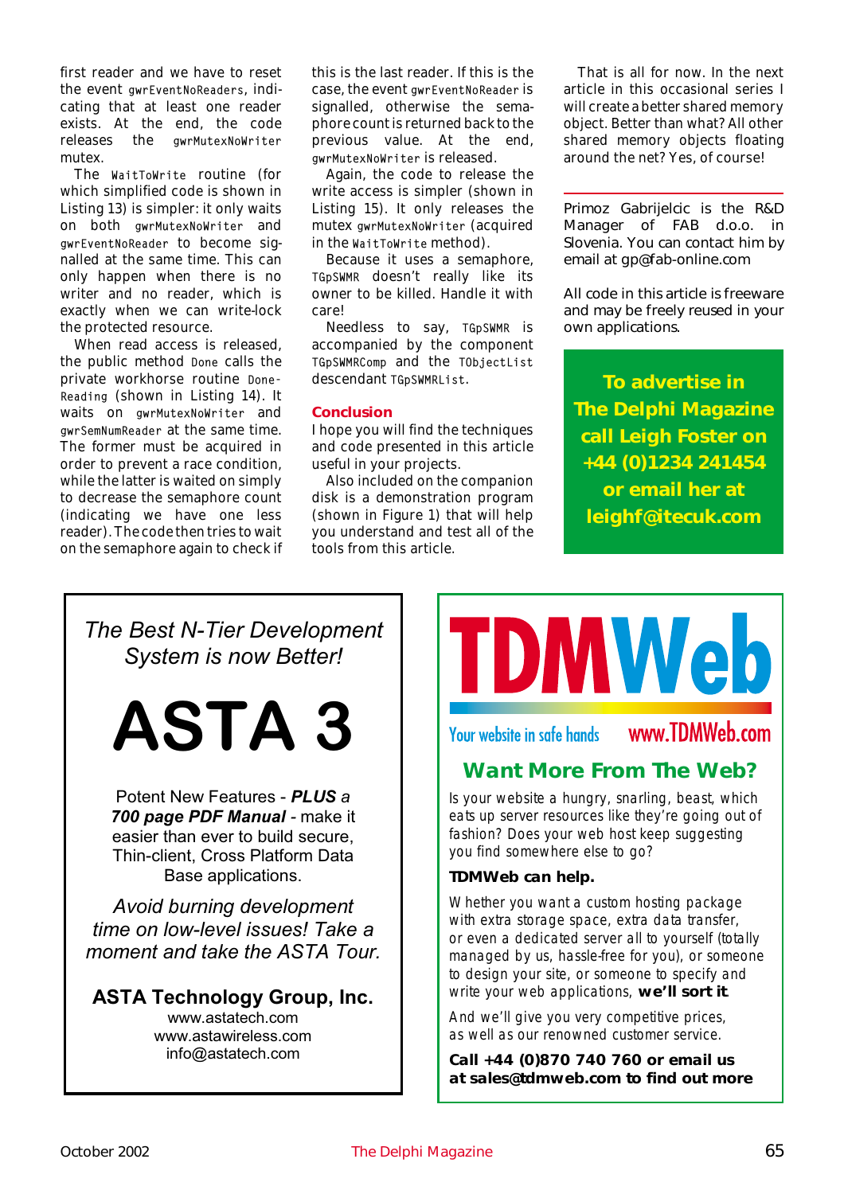first reader and we have to reset the event `gwrEventNoReaders`, indicating that at least one reader exists. At the end, the code releases the `gwrMutexNoWriter` mutex.

The `WaitToWrite` routine (for which simplified code is shown in Listing 13) is simpler: it only waits on both `gwrMutexNoWriter` and `gwrEventNoReader` to become signalled at the same time. This can only happen when there is no writer and no reader, which is exactly when we can write-lock the protected resource.

When read access is released, the public method `Done` calls the private workhorse routine `DoneReading` (shown in Listing 14). It waits on `gwrMutexNoWriter` and `gwrSemNumReader` at the same time. The former must be acquired in order to prevent a race condition, while the latter is waited on simply to decrease the semaphore count (indicating we have one less reader). The code then tries to wait on the semaphore again to check if this is the last reader. If this is the case, the event `gwrEventNoReader` is signalled, otherwise the semaphore count is returned back to the previous value. At the end, `gwrMutexNoWriter` is released.

Again, the code to release the write access is simpler (shown in Listing 15). It only releases the mutex `gwrMutexNoWriter` (acquired in the `WaitToWrite` method).

Because it uses a semaphore, `TGpSWMR` doesn't really like its owner to be killed. Handle it with care!

Needless to say, `TGpSWMR` is accompanied by the component `TGpSWMRComp` and the `TObjectList` descendant `TGpSWMRList`.

## Conclusion

I hope you will find the techniques and code presented in this article useful in your projects.

Also included on the companion disk is a demonstration program (shown in Figure 1) that will help you understand and test all of the tools from this article.

That is all for now. In the next article in this occasional series I will create a better shared memory object. Better than what? All other shared memory objects floating around the net? Yes, of course!

---

Primoz Gabrijelcic is the R&D Manager of FAB d.o.o. in Slovenia. You can contact him by email at gp@fab-online.com

All code in this article is freeware and may be freely reused in your own applications.

**To advertise in The Delphi Magazine call Leigh Foster on +44 (0)1234 241454 or email her at leighf@itecuk.com**

---

*The Best N-Tier Development System is now Better!*

# ASTA 3

Potent New Features - ***PLUS** a* ***700 page PDF Manual*** - make it easier than ever to build secure, Thin-client, Cross Platform Data Base applications.

*Avoid burning development time on low-level issues! Take a moment and take the ASTA Tour.*

**ASTA Technology Group, Inc.**
www.astatech.com
www.astawireless.com
info@astatech.com

---

# TDMWeb

Your website in safe hands www.TDMWeb.com

## Want More From The Web?

Is your website a hungry, snarling, beast, which eats up server resources like they're going out of fashion? Does your web host keep suggesting you find somewhere else to go?

**TDMWeb can help.**

Whether you want a custom hosting package with extra storage space, extra data transfer, or even a dedicated server all to yourself (totally managed by us, hassle-free for you), or someone to design your site, or someone to specify and write your web applications, **we'll sort it.**

And we'll give you very competitive prices, as well as our renowned customer service.

**Call +44 (0)870 740 760 or email us at sales@tdmweb.com to find out more**